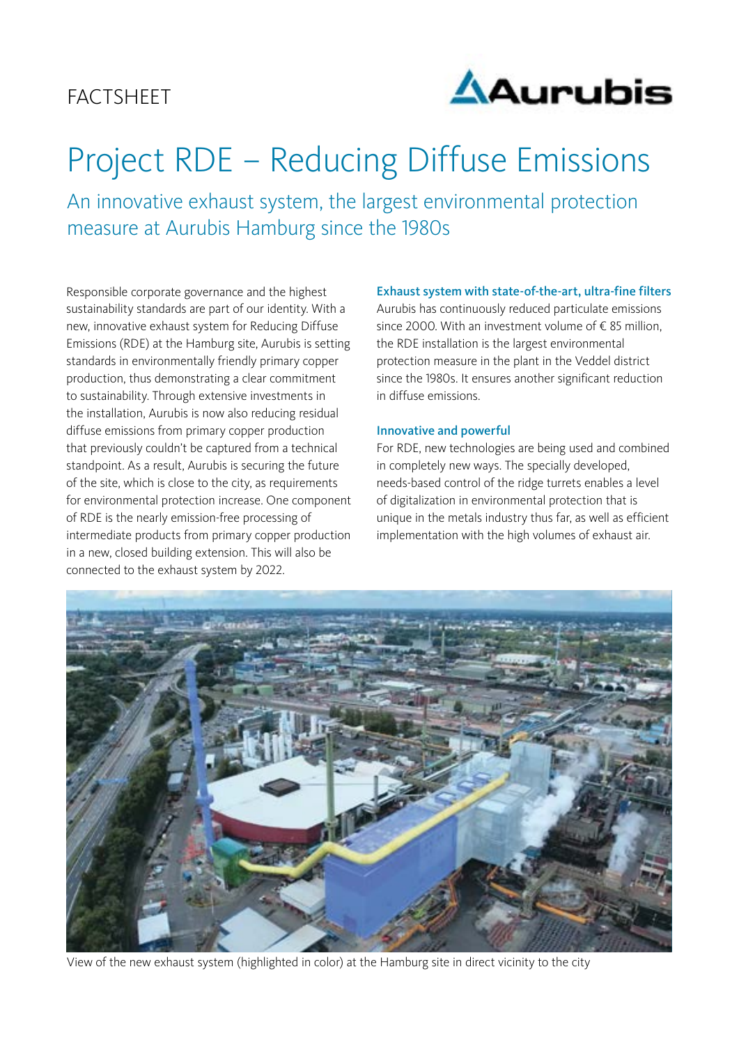FACTSHEET

# Project RDE – Reducing Diffuse Emissions

## An innovative exhaust system, the largest environmental protection measure at Aurubis Hamburg since the 1980s

Responsible corporate governance and the highest sustainability standards are part of our identity. With a new, innovative exhaust system for Reducing Diffuse Emissions (RDE) at the Hamburg site, Aurubis is setting standards in environmentally friendly primary copper production, thus demonstrating a clear commitment to sustainability. Through extensive investments in the installation, Aurubis is now also reducing residual diffuse emissions from primary copper production that previously couldn't be captured from a technical standpoint. As a result, Aurubis is securing the future of the site, which is close to the city, as requirements for environmental protection increase. One component of RDE is the nearly emission-free processing of intermediate products from primary copper production in a new, closed building extension. This will also be connected to the exhaust system by 2022.

### Exhaust system with state-of-the-art, ultra-fine filters

Aurubis has continuously reduced particulate emissions since 2000. With an investment volume of € 85 million, the RDE installation is the largest environmental protection measure in the plant in the Veddel district since the 1980s. It ensures another significant reduction in diffuse emissions.

### Innovative and powerful

For RDE, new technologies are being used and combined in completely new ways. The specially developed, needs-based control of the ridge turrets enables a level of digitalization in environmental protection that is unique in the metals industry thus far, as well as efficient implementation with the high volumes of exhaust air.

View of the new exhaust system (highlighted in color) at the Hamburg site in direct vicinity to the city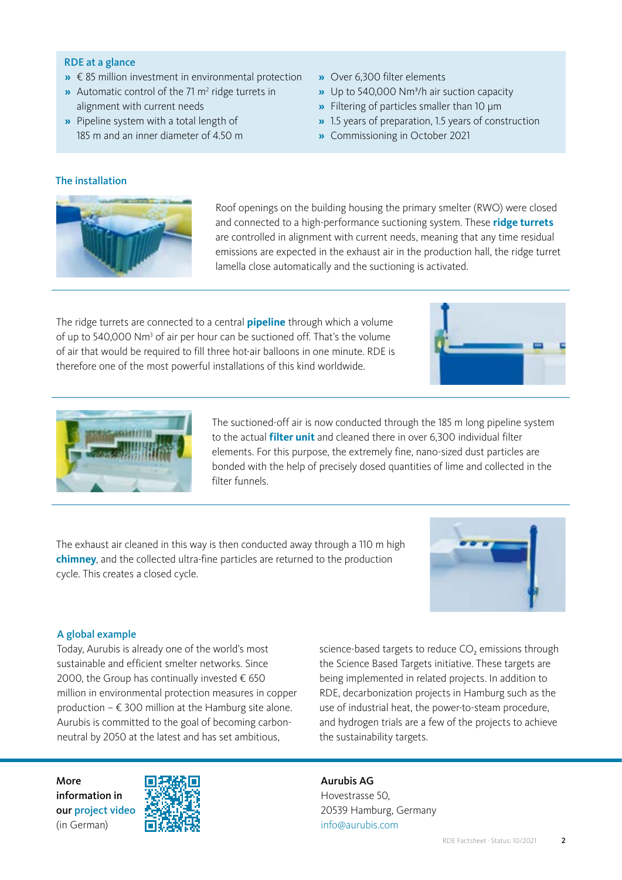## RDE at a glance

- € 85 million investment in environmental protection
- Automatic control of the 71 $m^2$ ridge turrets in alignment with current needs
- Pipeline system with a total length of 185 m and an inner diameter of 4.50 m
- Over 6,300 filter elements
- Up to 540,000 $Nm^3/h$ air suction capacity
- Filtering of particles smaller than 10 µm
- 1.5 years of preparation, 1.5 years of construction
- Commissioning in October 2021

## The installation

Roof openings on the building housing the primary smelter (RWO) were closed and connected to a high-performance suctioning system. These **ridge turrets** are controlled in alignment with current needs, meaning that any time residual emissions are expected in the exhaust air in the production hall, the ridge turret lamella close automatically and the suctioning is activated.

The ridge turrets are connected to a central **pipeline** through which a volume of up to 540,000 $Nm^3$ of air per hour can be suctioned off. That's the volume of air that would be required to fill three hot-air balloons in one minute. RDE is therefore one of the most powerful installations of this kind worldwide.

The suctioned-off air is now conducted through the 185 m long pipeline system to the actual **filter unit** and cleaned there in over 6,300 individual filter elements. For this purpose, the extremely fine, nano-sized dust particles are bonded with the help of precisely dosed quantities of lime and collected in the filter funnels.

The exhaust air cleaned in this way is then conducted away through a 110 m high **chimney**, and the collected ultra-fine particles are returned to the production cycle. This creates a closed cycle.

## A global example

Today, Aurubis is already one of the world's most sustainable and efficient smelter networks. Since 2000, the Group has continually invested € 650 million in environmental protection measures in copper production – € 300 million at the Hamburg site alone. Aurubis is committed to the goal of becoming carbon-neutral by 2050 at the latest and has set ambitious, science-based targets to reduce $CO_2$ emissions through the Science Based Targets initiative. These targets are being implemented in related projects. In addition to RDE, decarbonization projects in Hamburg such as the use of industrial heat, the power-to-steam procedure, and hydrogen trials are a few of the projects to achieve the sustainability targets.

**More information in our** project video (in German)

**Aurubis AG**
Hovestrasse 50,
20539 Hamburg, Germany
info@aurubis.com

RDE Factsheet · Status: 10/2021